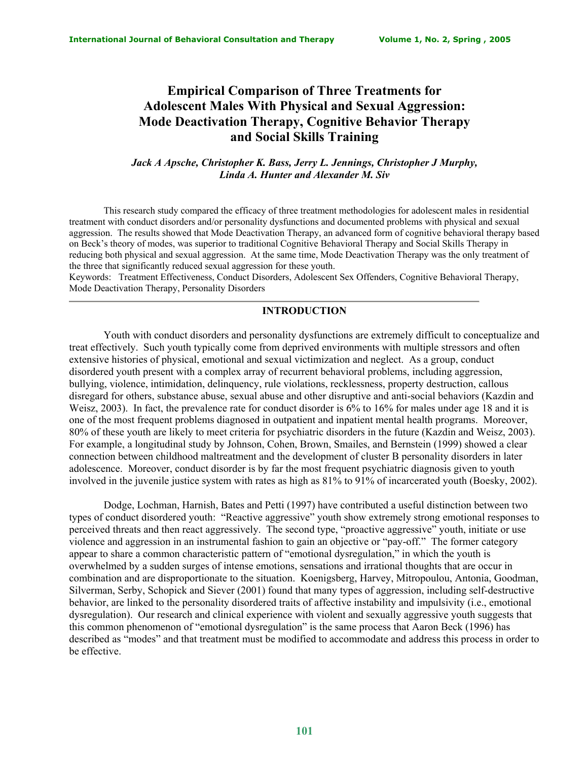# Empirical Comparison of Three Treatments for Adolescent Males With Physical and Sexual Aggression: Mode Deactivation Therapy, Cognitive Behavior Therapy and Social Skills Training

*Jack A Apsche, Christopher K. Bass, Jerry L. Jennings, Christopher J Murphy, Linda A. Hunter and Alexander M. Siv*

This research study compared the efficacy of three treatment methodologies for adolescent males in residential treatment with conduct disorders and/or personality dysfunctions and documented problems with physical and sexual aggression. The results showed that Mode Deactivation Therapy, an advanced form of cognitive behavioral therapy based on Beck's theory of modes, was superior to traditional Cognitive Behavioral Therapy and Social Skills Therapy in reducing both physical and sexual aggression. At the same time, Mode Deactivation Therapy was the only treatment of the three that significantly reduced sexual aggression for these youth.

Keywords: Treatment Effectiveness, Conduct Disorders, Adolescent Sex Offenders, Cognitive Behavioral Therapy, Mode Deactivation Therapy, Personality Disorders

## INTRODUCTION

Youth with conduct disorders and personality dysfunctions are extremely difficult to conceptualize and treat effectively. Such youth typically come from deprived environments with multiple stressors and often extensive histories of physical, emotional and sexual victimization and neglect. As a group, conduct disordered youth present with a complex array of recurrent behavioral problems, including aggression, bullying, violence, intimidation, delinquency, rule violations, recklessness, property destruction, callous disregard for others, substance abuse, sexual abuse and other disruptive and anti-social behaviors (Kazdin and Weisz, 2003). In fact, the prevalence rate for conduct disorder is 6% to 16% for males under age 18 and it is one of the most frequent problems diagnosed in outpatient and inpatient mental health programs. Moreover, 80% of these youth are likely to meet criteria for psychiatric disorders in the future (Kazdin and Weisz, 2003). For example, a longitudinal study by Johnson, Cohen, Brown, Smailes, and Bernstein (1999) showed a clear connection between childhood maltreatment and the development of cluster B personality disorders in later adolescence. Moreover, conduct disorder is by far the most frequent psychiatric diagnosis given to youth involved in the juvenile justice system with rates as high as 81% to 91% of incarcerated youth (Boesky, 2002).

Dodge, Lochman, Harnish, Bates and Petti (1997) have contributed a useful distinction between two types of conduct disordered youth: "Reactive aggressive" youth show extremely strong emotional responses to perceived threats and then react aggressively. The second type, "proactive aggressive" youth, initiate or use violence and aggression in an instrumental fashion to gain an objective or "pay-off." The former category appear to share a common characteristic pattern of "emotional dysregulation," in which the youth is overwhelmed by a sudden surges of intense emotions, sensations and irrational thoughts that are occur in combination and are disproportionate to the situation. Koenigsberg, Harvey, Mitropoulou, Antonia, Goodman, Silverman, Serby, Schopick and Siever (2001) found that many types of aggression, including self-destructive behavior, are linked to the personality disordered traits of affective instability and impulsivity (i.e., emotional dysregulation). Our research and clinical experience with violent and sexually aggressive youth suggests that this common phenomenon of "emotional dysregulation" is the same process that Aaron Beck (1996) has described as "modes" and that treatment must be modified to accommodate and address this process in order to be effective.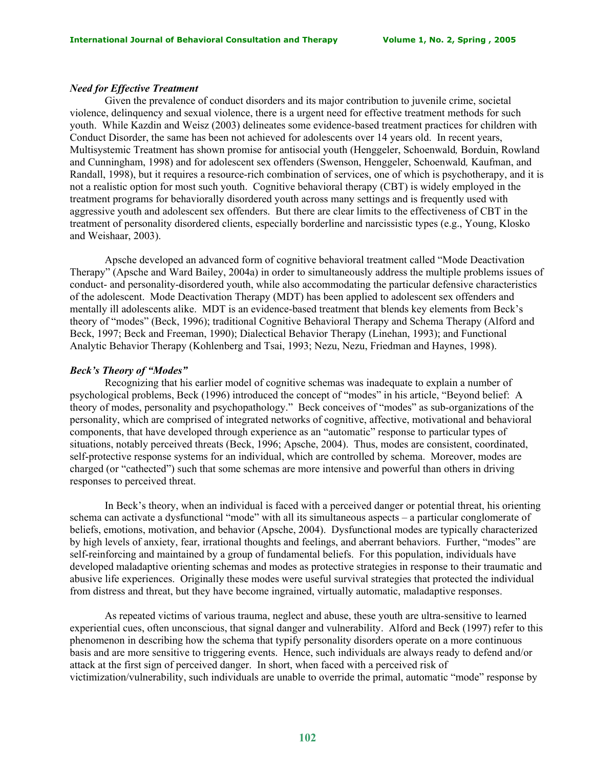### *Need for Effective Treatment*

Given the prevalence of conduct disorders and its major contribution to juvenile crime, societal violence, delinquency and sexual violence, there is a urgent need for effective treatment methods for such youth. While Kazdin and Weisz (2003) delineates some evidence-based treatment practices for children with Conduct Disorder, the same has been not achieved for adolescents over 14 years old. In recent years, Multisystemic Treatment has shown promise for antisocial youth (Henggeler, Schoenwald*,* Borduin, Rowland and Cunningham, 1998) and for adolescent sex offenders (Swenson, Henggeler, Schoenwald*,* Kaufman, and Randall, 1998), but it requires a resource-rich combination of services, one of which is psychotherapy, and it is not a realistic option for most such youth. Cognitive behavioral therapy (CBT) is widely employed in the treatment programs for behaviorally disordered youth across many settings and is frequently used with aggressive youth and adolescent sex offenders. But there are clear limits to the effectiveness of CBT in the treatment of personality disordered clients, especially borderline and narcissistic types (e.g., Young, Klosko and Weishaar, 2003).

Apsche developed an advanced form of cognitive behavioral treatment called "Mode Deactivation Therapy" (Apsche and Ward Bailey, 2004a) in order to simultaneously address the multiple problems issues of conduct- and personality-disordered youth, while also accommodating the particular defensive characteristics of the adolescent. Mode Deactivation Therapy (MDT) has been applied to adolescent sex offenders and mentally ill adolescents alike. MDT is an evidence-based treatment that blends key elements from Beck's theory of "modes" (Beck, 1996); traditional Cognitive Behavioral Therapy and Schema Therapy (Alford and Beck, 1997; Beck and Freeman, 1990); Dialectical Behavior Therapy (Linehan, 1993); and Functional Analytic Behavior Therapy (Kohlenberg and Tsai, 1993; Nezu, Nezu, Friedman and Haynes, 1998).

### *Beck's Theory of "Modes"*

Recognizing that his earlier model of cognitive schemas was inadequate to explain a number of psychological problems, Beck (1996) introduced the concept of "modes" in his article, "Beyond belief: A theory of modes, personality and psychopathology." Beck conceives of "modes" as sub-organizations of the personality, which are comprised of integrated networks of cognitive, affective, motivational and behavioral components, that have developed through experience as an "automatic" response to particular types of situations, notably perceived threats (Beck, 1996; Apsche, 2004). Thus, modes are consistent, coordinated, self-protective response systems for an individual, which are controlled by schema. Moreover, modes are charged (or "cathected") such that some schemas are more intensive and powerful than others in driving responses to perceived threat.

In Beck's theory, when an individual is faced with a perceived danger or potential threat, his orienting schema can activate a dysfunctional "mode" with all its simultaneous aspects – a particular conglomerate of beliefs, emotions, motivation, and behavior (Apsche, 2004). Dysfunctional modes are typically characterized by high levels of anxiety, fear, irrational thoughts and feelings, and aberrant behaviors. Further, "modes" are self-reinforcing and maintained by a group of fundamental beliefs. For this population, individuals have developed maladaptive orienting schemas and modes as protective strategies in response to their traumatic and abusive life experiences. Originally these modes were useful survival strategies that protected the individual from distress and threat, but they have become ingrained, virtually automatic, maladaptive responses.

As repeated victims of various trauma, neglect and abuse, these youth are ultra-sensitive to learned experiential cues, often unconscious, that signal danger and vulnerability. Alford and Beck (1997) refer to this phenomenon in describing how the schema that typify personality disorders operate on a more continuous basis and are more sensitive to triggering events. Hence, such individuals are always ready to defend and/or attack at the first sign of perceived danger. In short, when faced with a perceived risk of victimization/vulnerability, such individuals are unable to override the primal, automatic "mode" response by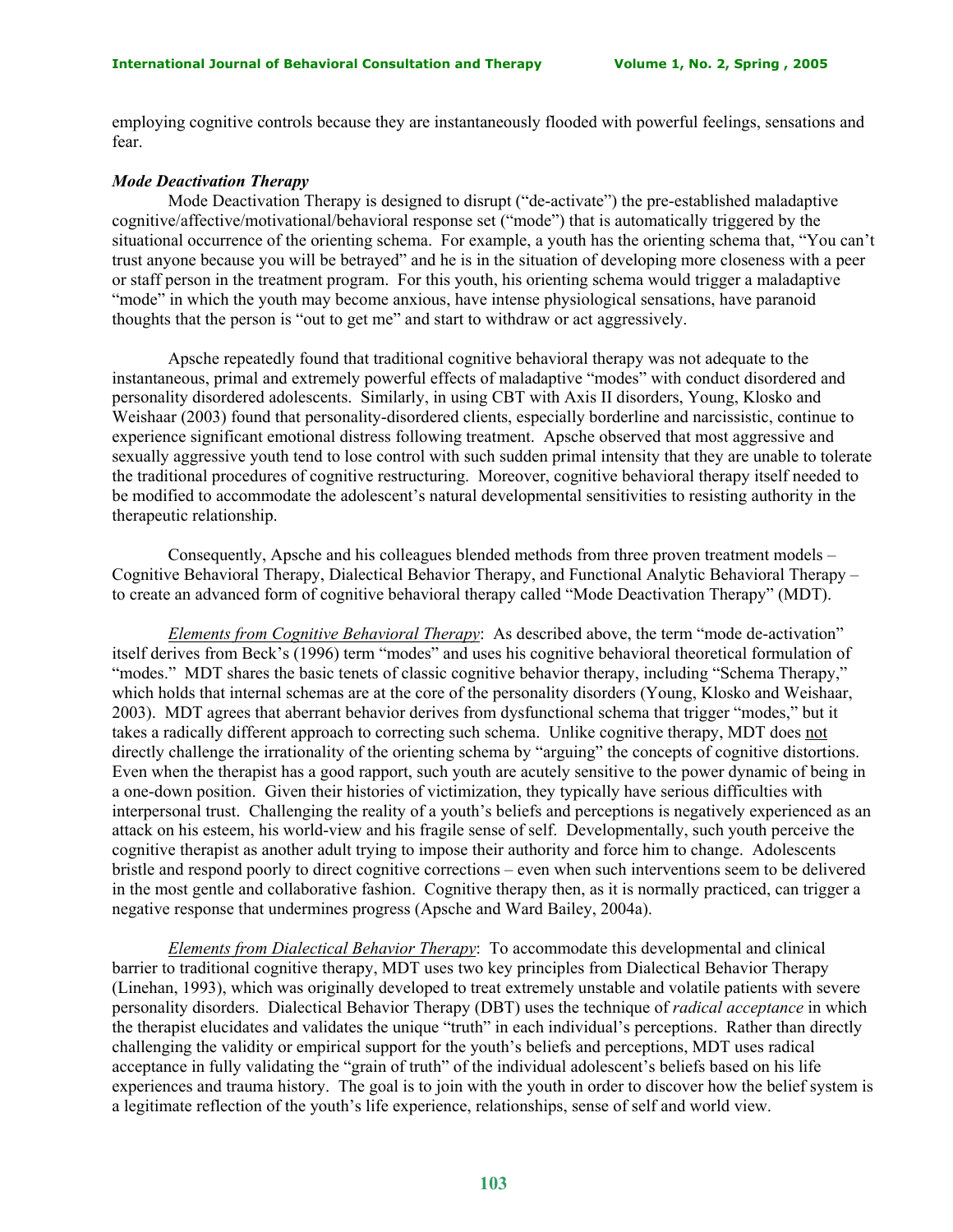employing cognitive controls because they are instantaneously flooded with powerful feelings, sensations and fear.

### *Mode Deactivation Therapy*

Mode Deactivation Therapy is designed to disrupt ("de-activate") the pre-established maladaptive cognitive/affective/motivational/behavioral response set ("mode") that is automatically triggered by the situational occurrence of the orienting schema. For example, a youth has the orienting schema that, "You can't trust anyone because you will be betrayed" and he is in the situation of developing more closeness with a peer or staff person in the treatment program. For this youth, his orienting schema would trigger a maladaptive "mode" in which the youth may become anxious, have intense physiological sensations, have paranoid thoughts that the person is "out to get me" and start to withdraw or act aggressively.

Apsche repeatedly found that traditional cognitive behavioral therapy was not adequate to the instantaneous, primal and extremely powerful effects of maladaptive "modes" with conduct disordered and personality disordered adolescents. Similarly, in using CBT with Axis II disorders, Young, Klosko and Weishaar (2003) found that personality-disordered clients, especially borderline and narcissistic, continue to experience significant emotional distress following treatment. Apsche observed that most aggressive and sexually aggressive youth tend to lose control with such sudden primal intensity that they are unable to tolerate the traditional procedures of cognitive restructuring. Moreover, cognitive behavioral therapy itself needed to be modified to accommodate the adolescent's natural developmental sensitivities to resisting authority in the therapeutic relationship.

Consequently, Apsche and his colleagues blended methods from three proven treatment models – Cognitive Behavioral Therapy, Dialectical Behavior Therapy, and Functional Analytic Behavioral Therapy – to create an advanced form of cognitive behavioral therapy called "Mode Deactivation Therapy" (MDT).

<u>*Elements from Cognitive Behavioral Therapy*</u>: As described above, the term "mode de-activation" itself derives from Beck's (1996) term "modes" and uses his cognitive behavioral theoretical formulation of "modes." MDT shares the basic tenets of classic cognitive behavior therapy, including "Schema Therapy," which holds that internal schemas are at the core of the personality disorders (Young, Klosko and Weishaar, 2003). MDT agrees that aberrant behavior derives from dysfunctional schema that trigger "modes," but it takes a radically different approach to correcting such schema. Unlike cognitive therapy, MDT does <u>not</u> directly challenge the irrationality of the orienting schema by "arguing" the concepts of cognitive distortions. Even when the therapist has a good rapport, such youth are acutely sensitive to the power dynamic of being in a one-down position. Given their histories of victimization, they typically have serious difficulties with interpersonal trust. Challenging the reality of a youth's beliefs and perceptions is negatively experienced as an attack on his esteem, his world-view and his fragile sense of self. Developmentally, such youth perceive the cognitive therapist as another adult trying to impose their authority and force him to change. Adolescents bristle and respond poorly to direct cognitive corrections – even when such interventions seem to be delivered in the most gentle and collaborative fashion. Cognitive therapy then, as it is normally practiced, can trigger a negative response that undermines progress (Apsche and Ward Bailey, 2004a).

<u>*Elements from Dialectical Behavior Therapy*</u>: To accommodate this developmental and clinical barrier to traditional cognitive therapy, MDT uses two key principles from Dialectical Behavior Therapy (Linehan, 1993), which was originally developed to treat extremely unstable and volatile patients with severe personality disorders. Dialectical Behavior Therapy (DBT) uses the technique of *radical acceptance* in which the therapist elucidates and validates the unique "truth" in each individual's perceptions. Rather than directly challenging the validity or empirical support for the youth's beliefs and perceptions, MDT uses radical acceptance in fully validating the "grain of truth" of the individual adolescent's beliefs based on his life experiences and trauma history. The goal is to join with the youth in order to discover how the belief system is a legitimate reflection of the youth's life experience, relationships, sense of self and world view.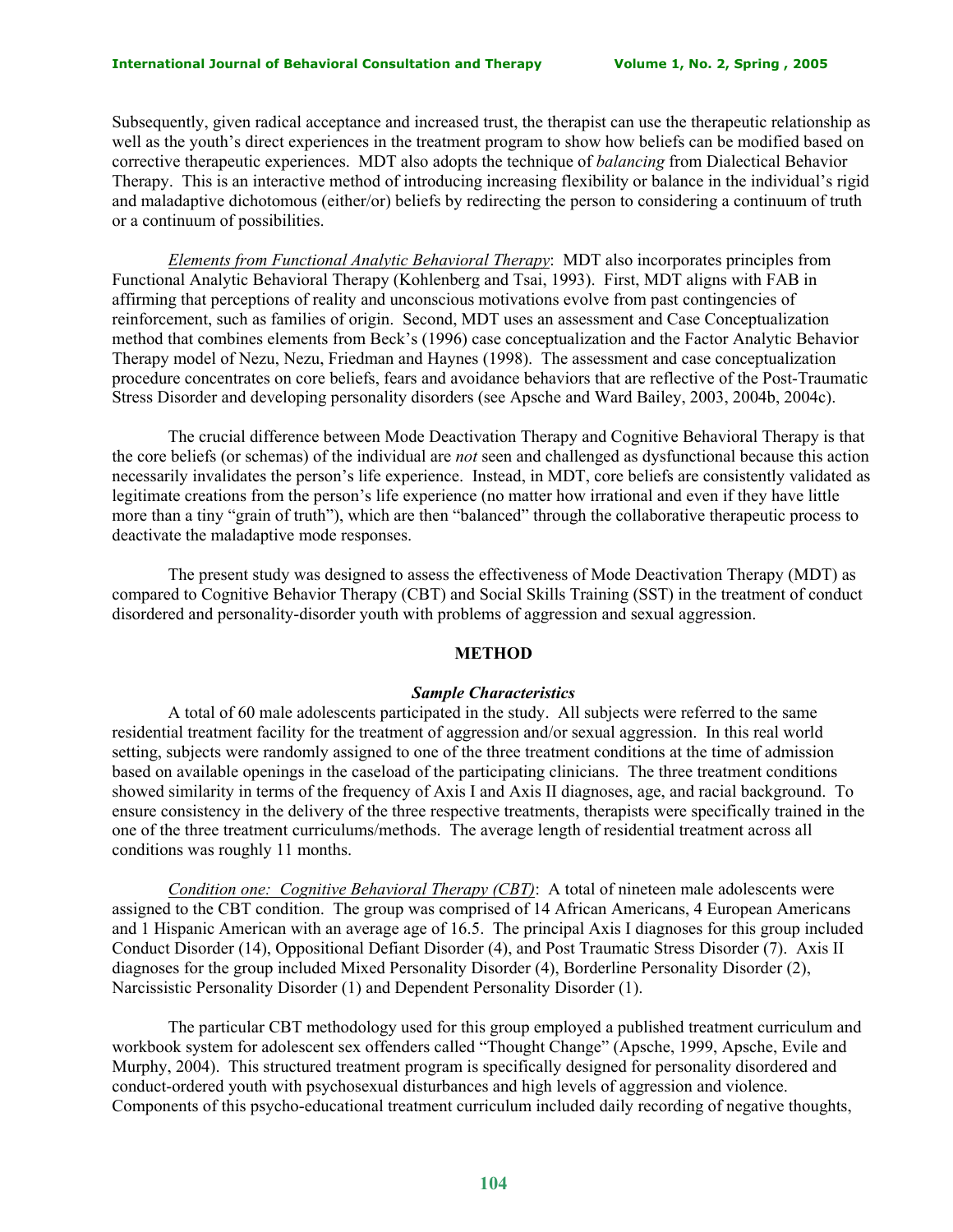Subsequently, given radical acceptance and increased trust, the therapist can use the therapeutic relationship as well as the youth's direct experiences in the treatment program to show how beliefs can be modified based on corrective therapeutic experiences. MDT also adopts the technique of *balancing* from Dialectical Behavior Therapy. This is an interactive method of introducing increasing flexibility or balance in the individual's rigid and maladaptive dichotomous (either/or) beliefs by redirecting the person to considering a continuum of truth or a continuum of possibilities.

*Elements from Functional Analytic Behavioral Therapy*: MDT also incorporates principles from Functional Analytic Behavioral Therapy (Kohlenberg and Tsai, 1993). First, MDT aligns with FAB in affirming that perceptions of reality and unconscious motivations evolve from past contingencies of reinforcement, such as families of origin. Second, MDT uses an assessment and Case Conceptualization method that combines elements from Beck's (1996) case conceptualization and the Factor Analytic Behavior Therapy model of Nezu, Nezu, Friedman and Haynes (1998). The assessment and case conceptualization procedure concentrates on core beliefs, fears and avoidance behaviors that are reflective of the Post-Traumatic Stress Disorder and developing personality disorders (see Apsche and Ward Bailey, 2003, 2004b, 2004c).

The crucial difference between Mode Deactivation Therapy and Cognitive Behavioral Therapy is that the core beliefs (or schemas) of the individual are *not* seen and challenged as dysfunctional because this action necessarily invalidates the person's life experience. Instead, in MDT, core beliefs are consistently validated as legitimate creations from the person's life experience (no matter how irrational and even if they have little more than a tiny "grain of truth"), which are then "balanced" through the collaborative therapeutic process to deactivate the maladaptive mode responses.

The present study was designed to assess the effectiveness of Mode Deactivation Therapy (MDT) as compared to Cognitive Behavior Therapy (CBT) and Social Skills Training (SST) in the treatment of conduct disordered and personality-disorder youth with problems of aggression and sexual aggression.

## METHOD

### *Sample Characteristics*

A total of 60 male adolescents participated in the study. All subjects were referred to the same residential treatment facility for the treatment of aggression and/or sexual aggression. In this real world setting, subjects were randomly assigned to one of the three treatment conditions at the time of admission based on available openings in the caseload of the participating clinicians. The three treatment conditions showed similarity in terms of the frequency of Axis I and Axis II diagnoses, age, and racial background. To ensure consistency in the delivery of the three respective treatments, therapists were specifically trained in the one of the three treatment curriculums/methods. The average length of residential treatment across all conditions was roughly 11 months.

*Condition one: Cognitive Behavioral Therapy (CBT)*: A total of nineteen male adolescents were assigned to the CBT condition. The group was comprised of 14 African Americans, 4 European Americans and 1 Hispanic American with an average age of 16.5. The principal Axis I diagnoses for this group included Conduct Disorder (14), Oppositional Defiant Disorder (4), and Post Traumatic Stress Disorder (7). Axis II diagnoses for the group included Mixed Personality Disorder (4), Borderline Personality Disorder (2), Narcissistic Personality Disorder (1) and Dependent Personality Disorder (1).

The particular CBT methodology used for this group employed a published treatment curriculum and workbook system for adolescent sex offenders called "Thought Change" (Apsche, 1999, Apsche, Evile and Murphy, 2004). This structured treatment program is specifically designed for personality disordered and conduct-ordered youth with psychosexual disturbances and high levels of aggression and violence. Components of this psycho-educational treatment curriculum included daily recording of negative thoughts,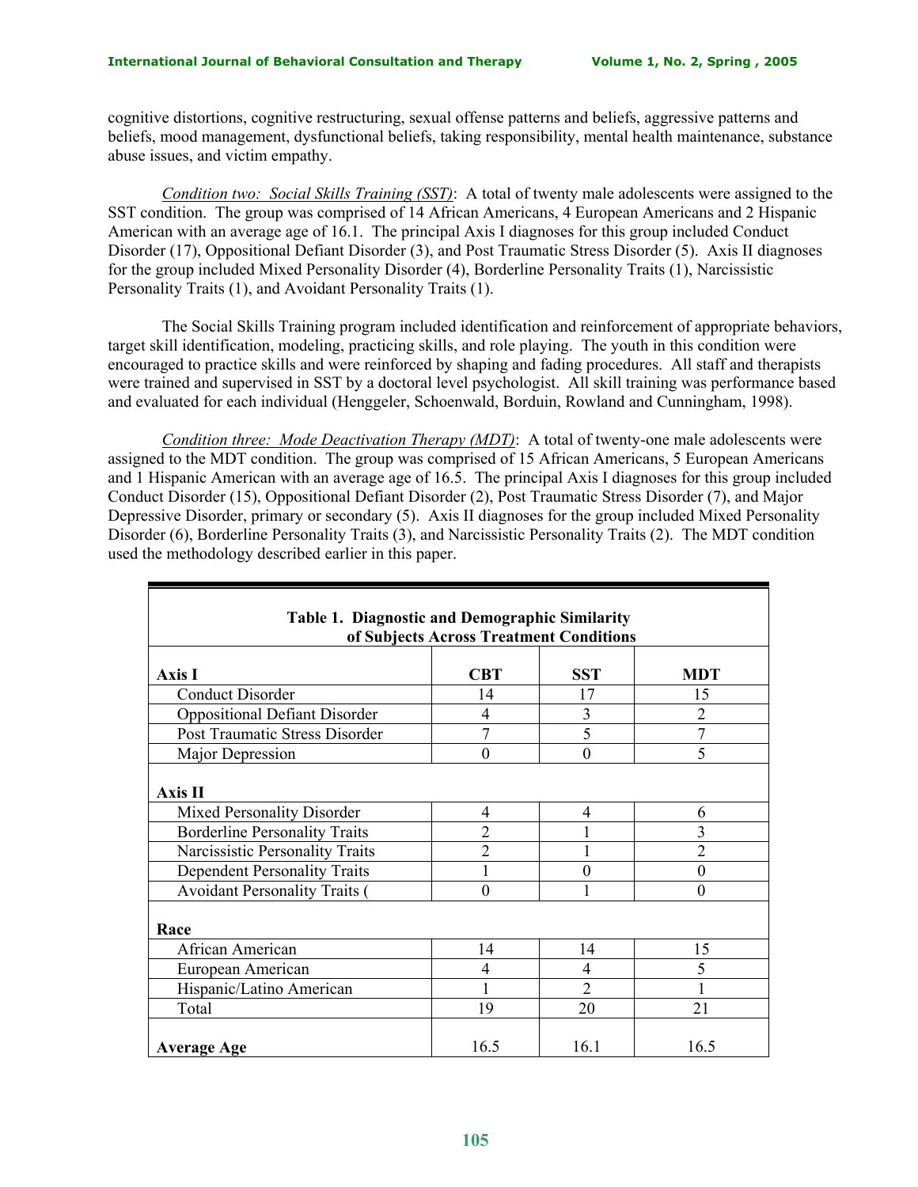cognitive distortions, cognitive restructuring, sexual offense patterns and beliefs, aggressive patterns and beliefs, mood management, dysfunctional beliefs, taking responsibility, mental health maintenance, substance abuse issues, and victim empathy.

*Condition two: Social Skills Training (SST)*: A total of twenty male adolescents were assigned to the SST condition. The group was comprised of 14 African Americans, 4 European Americans and 2 Hispanic American with an average age of 16.1. The principal Axis I diagnoses for this group included Conduct Disorder (17), Oppositional Defiant Disorder (3), and Post Traumatic Stress Disorder (5). Axis II diagnoses for the group included Mixed Personality Disorder (4), Borderline Personality Traits (1), Narcissistic Personality Traits (1), and Avoidant Personality Traits (1).

The Social Skills Training program included identification and reinforcement of appropriate behaviors, target skill identification, modeling, practicing skills, and role playing. The youth in this condition were encouraged to practice skills and were reinforced by shaping and fading procedures. All staff and therapists were trained and supervised in SST by a doctoral level psychologist. All skill training was performance based and evaluated for each individual (Henggeler, Schoenwald, Borduin, Rowland and Cunningham, 1998).

*Condition three: Mode Deactivation Therapy (MDT)*: A total of twenty-one male adolescents were assigned to the MDT condition. The group was comprised of 15 African Americans, 5 European Americans and 1 Hispanic American with an average age of 16.5. The principal Axis I diagnoses for this group included Conduct Disorder (15), Oppositional Defiant Disorder (2), Post Traumatic Stress Disorder (7), and Major Depressive Disorder, primary or secondary (5). Axis II diagnoses for the group included Mixed Personality Disorder (6), Borderline Personality Traits (3), and Narcissistic Personality Traits (2). The MDT condition used the methodology described earlier in this paper.

**Table 1. Diagnostic and Demographic Similarity of Subjects Across Treatment Conditions**

| **Axis I** | **CBT** | **SST** | **MDT** |
|---|---|---|---|
| Conduct Disorder | 14 | 17 | 15 |
| Oppositional Defiant Disorder | 4 | 3 | 2 |
| Post Traumatic Stress Disorder | 7 | 5 | 7 |
| Major Depression | 0 | 0 | 5 |
| **Axis II** | | | |
| Mixed Personality Disorder | 4 | 4 | 6 |
| Borderline Personality Traits | 2 | 1 | 3 |
| Narcissistic Personality Traits | 2 | 1 | 2 |
| Dependent Personality Traits | 1 | 0 | 0 |
| Avoidant Personality Traits ( | 0 | 1 | 0 |
| **Race** | | | |
| African American | 14 | 14 | 15 |
| European American | 4 | 4 | 5 |
| Hispanic/Latino American | 1 | 2 | 1 |
| Total | 19 | 20 | 21 |
| **Average Age** | 16.5 | 16.1 | 16.5 |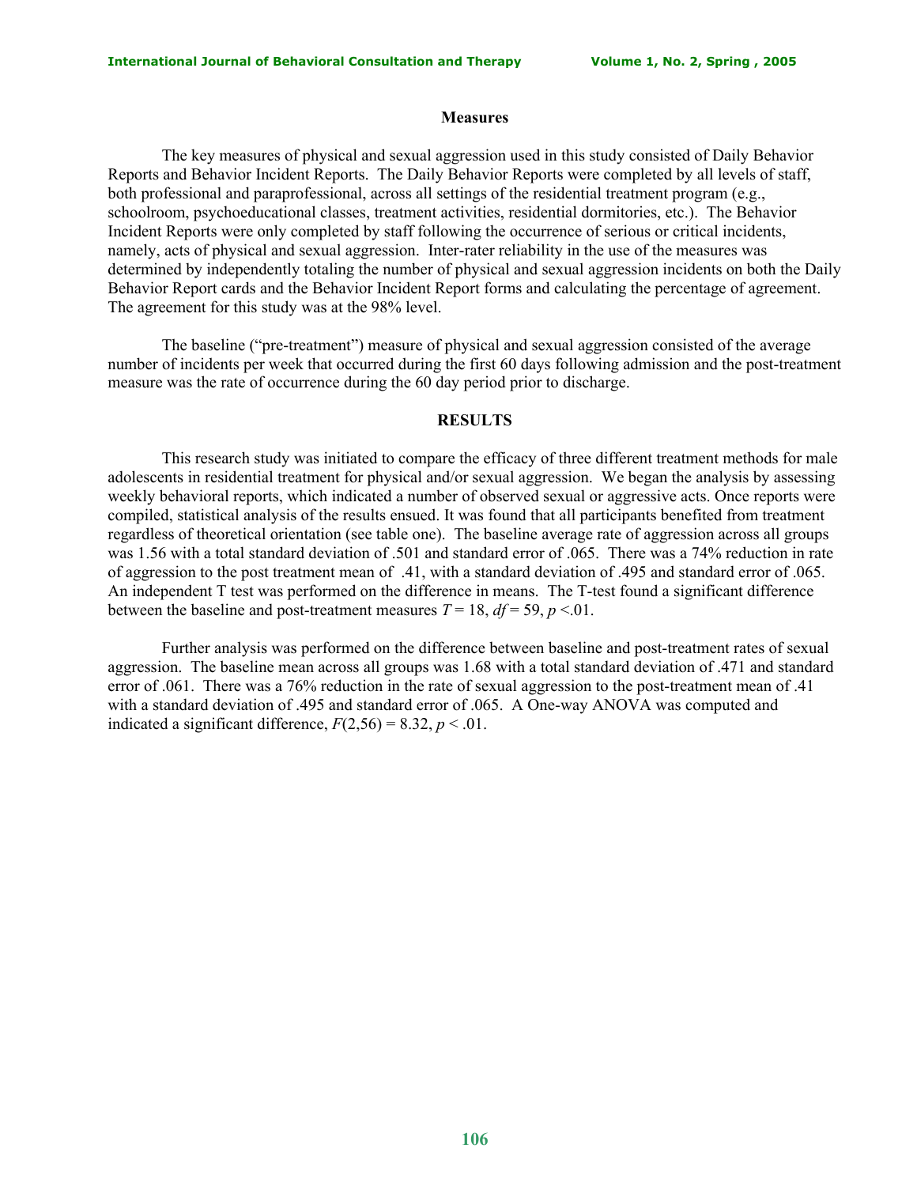## Measures

The key measures of physical and sexual aggression used in this study consisted of Daily Behavior Reports and Behavior Incident Reports. The Daily Behavior Reports were completed by all levels of staff, both professional and paraprofessional, across all settings of the residential treatment program (e.g., schoolroom, psychoeducational classes, treatment activities, residential dormitories, etc.). The Behavior Incident Reports were only completed by staff following the occurrence of serious or critical incidents, namely, acts of physical and sexual aggression. Inter-rater reliability in the use of the measures was determined by independently totaling the number of physical and sexual aggression incidents on both the Daily Behavior Report cards and the Behavior Incident Report forms and calculating the percentage of agreement. The agreement for this study was at the 98% level.

The baseline ("pre-treatment") measure of physical and sexual aggression consisted of the average number of incidents per week that occurred during the first 60 days following admission and the post-treatment measure was the rate of occurrence during the 60 day period prior to discharge.

## RESULTS

This research study was initiated to compare the efficacy of three different treatment methods for male adolescents in residential treatment for physical and/or sexual aggression. We began the analysis by assessing weekly behavioral reports, which indicated a number of observed sexual or aggressive acts. Once reports were compiled, statistical analysis of the results ensued. It was found that all participants benefited from treatment regardless of theoretical orientation (see table one). The baseline average rate of aggression across all groups was 1.56 with a total standard deviation of .501 and standard error of .065. There was a 74% reduction in rate of aggression to the post treatment mean of .41, with a standard deviation of .495 and standard error of .065. An independent T test was performed on the difference in means. The T-test found a significant difference between the baseline and post-treatment measures $T = 18$, $df = 59$, $p < .01$.

Further analysis was performed on the difference between baseline and post-treatment rates of sexual aggression. The baseline mean across all groups was 1.68 with a total standard deviation of .471 and standard error of .061. There was a 76% reduction in the rate of sexual aggression to the post-treatment mean of .41 with a standard deviation of .495 and standard error of .065. A One-way ANOVA was computed and indicated a significant difference, $F(2,56) = 8.32$, $p < .01$.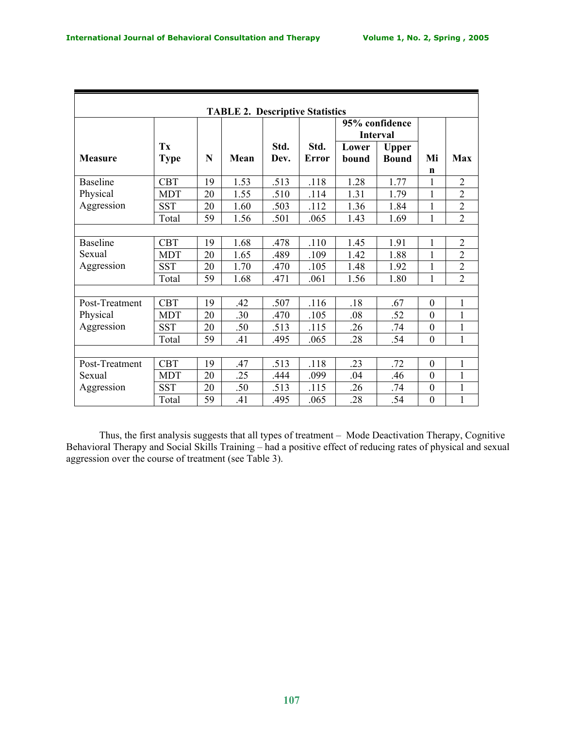**TABLE 2. Descriptive Statistics**

| Measure | Tx Type | N | Mean | Std. Dev. | Std. Error | 95% confidence Interval | | Min | Max |
|---|---|---|---|---|---|---|---|---|---|
| | | | | | | Lower bound | Upper Bound | | |
| Baseline Physical Aggression | CBT | 19 | 1.53 | .513 | .118 | 1.28 | 1.77 | 1 | 2 |
| | MDT | 20 | 1.55 | .510 | .114 | 1.31 | 1.79 | 1 | 2 |
| | SST | 20 | 1.60 | .503 | .112 | 1.36 | 1.84 | 1 | 2 |
| | Total | 59 | 1.56 | .501 | .065 | 1.43 | 1.69 | 1 | 2 |
| Baseline Sexual Aggression | CBT | 19 | 1.68 | .478 | .110 | 1.45 | 1.91 | 1 | 2 |
| | MDT | 20 | 1.65 | .489 | .109 | 1.42 | 1.88 | 1 | 2 |
| | SST | 20 | 1.70 | .470 | .105 | 1.48 | 1.92 | 1 | 2 |
| | Total | 59 | 1.68 | .471 | .061 | 1.56 | 1.80 | 1 | 2 |
| Post-Treatment Physical Aggression | CBT | 19 | .42 | .507 | .116 | .18 | .67 | 0 | 1 |
| | MDT | 20 | .30 | .470 | .105 | .08 | .52 | 0 | 1 |
| | SST | 20 | .50 | .513 | .115 | .26 | .74 | 0 | 1 |
| | Total | 59 | .41 | .495 | .065 | .28 | .54 | 0 | 1 |
| Post-Treatment Sexual Aggression | CBT | 19 | .47 | .513 | .118 | .23 | .72 | 0 | 1 |
| | MDT | 20 | .25 | .444 | .099 | .04 | .46 | 0 | 1 |
| | SST | 20 | .50 | .513 | .115 | .26 | .74 | 0 | 1 |
| | Total | 59 | .41 | .495 | .065 | .28 | .54 | 0 | 1 |

Thus, the first analysis suggests that all types of treatment – Mode Deactivation Therapy, Cognitive Behavioral Therapy and Social Skills Training – had a positive effect of reducing rates of physical and sexual aggression over the course of treatment (see Table 3).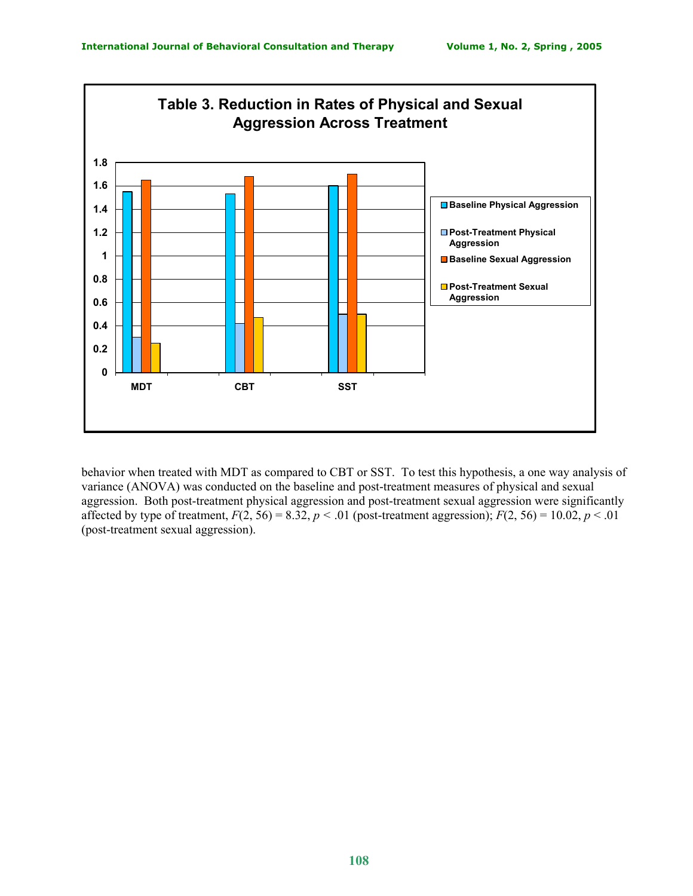**Table 3. Reduction in Rates of Physical and Sexual Aggression Across Treatment**

behavior when treated with MDT as compared to CBT or SST. To test this hypothesis, a one way analysis of variance (ANOVA) was conducted on the baseline and post-treatment measures of physical and sexual aggression. Both post-treatment physical aggression and post-treatment sexual aggression were significantly affected by type of treatment, $F(2, 56) = 8.32$, $p < .01$ (post-treatment aggression); $F(2, 56) = 10.02$, $p < .01$ (post-treatment sexual aggression).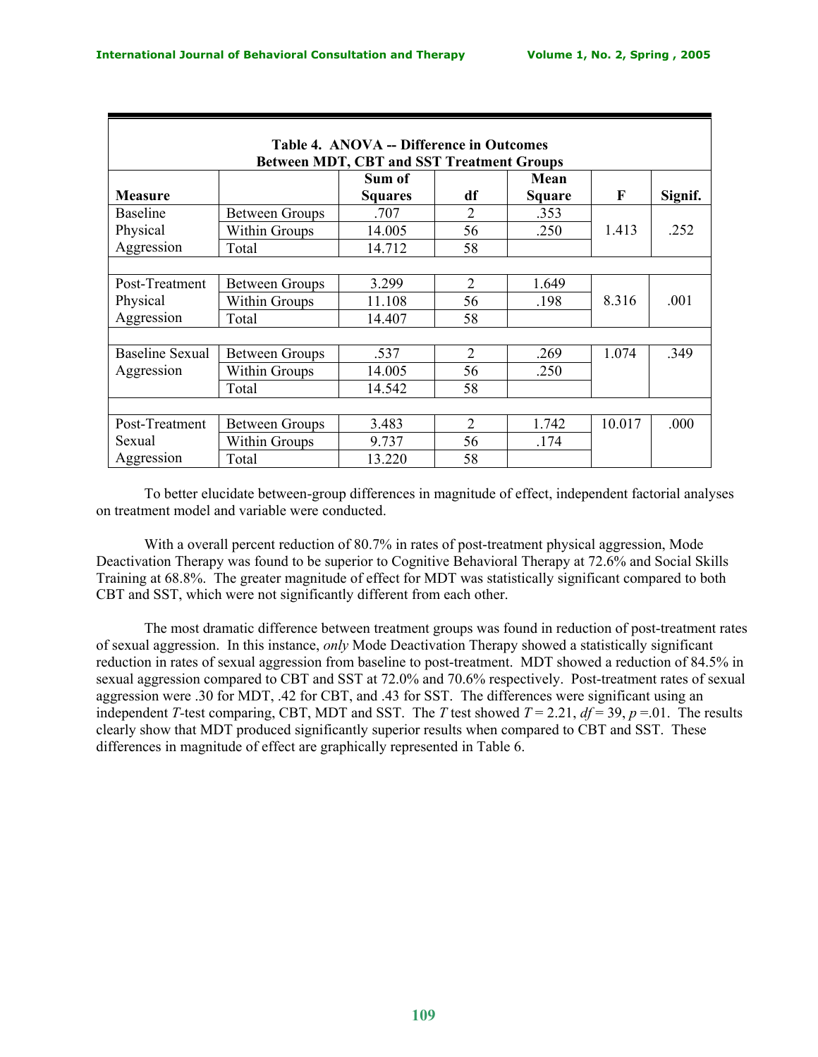**Table 4. ANOVA -- Difference in Outcomes Between MDT, CBT and SST Treatment Groups**

| Measure | | Sum of Squares | df | Mean Square | F | Signif. |
|---|---|---|---|---|---|---|
| Baseline Physical Aggression | Between Groups | .707 | 2 | .353 | 1.413 | .252 |
| | Within Groups | 14.005 | 56 | .250 | | |
| | Total | 14.712 | 58 | | | |
| Post-Treatment Physical Aggression | Between Groups | 3.299 | 2 | 1.649 | 8.316 | .001 |
| | Within Groups | 11.108 | 56 | .198 | | |
| | Total | 14.407 | 58 | | | |
| Baseline Sexual Aggression | Between Groups | .537 | 2 | .269 | 1.074 | .349 |
| | Within Groups | 14.005 | 56 | .250 | | |
| | Total | 14.542 | 58 | | | |
| Post-Treatment Sexual Aggression | Between Groups | 3.483 | 2 | 1.742 | 10.017 | .000 |
| | Within Groups | 9.737 | 56 | .174 | | |
| | Total | 13.220 | 58 | | | |

To better elucidate between-group differences in magnitude of effect, independent factorial analyses on treatment model and variable were conducted.

With a overall percent reduction of 80.7% in rates of post-treatment physical aggression, Mode Deactivation Therapy was found to be superior to Cognitive Behavioral Therapy at 72.6% and Social Skills Training at 68.8%. The greater magnitude of effect for MDT was statistically significant compared to both CBT and SST, which were not significantly different from each other.

The most dramatic difference between treatment groups was found in reduction of post-treatment rates of sexual aggression. In this instance, *only* Mode Deactivation Therapy showed a statistically significant reduction in rates of sexual aggression from baseline to post-treatment. MDT showed a reduction of 84.5% in sexual aggression compared to CBT and SST at 72.0% and 70.6% respectively. Post-treatment rates of sexual aggression were .30 for MDT, .42 for CBT, and .43 for SST. The differences were significant using an independent *T*-test comparing, CBT, MDT and SST. The *T* test showed $T = 2.21$, $df = 39$, $p = .01$. The results clearly show that MDT produced significantly superior results when compared to CBT and SST. These differences in magnitude of effect are graphically represented in Table 6.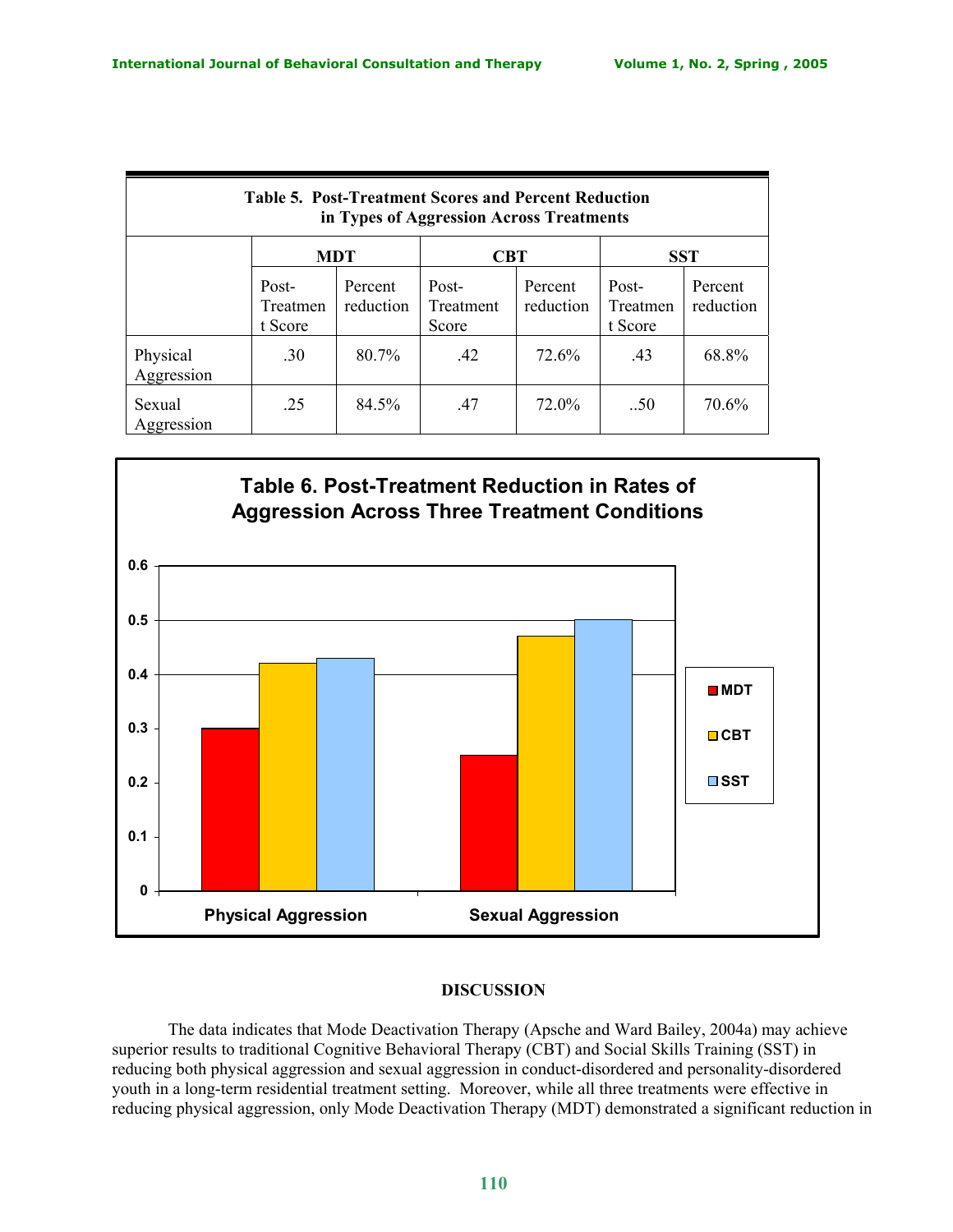| Table 5. Post-Treatment Scores and Percent Reduction in Types of Aggression Across Treatments | | | | | | |
|---|---|---|---|---|---|---|
| | MDT | | CBT | | SST | |
| | Post-Treatment Score | Percent reduction | Post-Treatment Score | Percent reduction | Post-Treatment Score | Percent reduction |
| Physical Aggression | .30 | 80.7% | .42 | 72.6% | .43 | 68.8% |
| Sexual Aggression | .25 | 84.5% | .47 | 72.0% | ..50 | 70.6% |

**Table 6. Post-Treatment Reduction in Rates of Aggression Across Three Treatment Conditions**

| | MDT | CBT | SST |
|---|---|---|---|
| Physical Aggression | 0.30 | 0.42 | 0.43 |
| Sexual Aggression | 0.25 | 0.47 | 0.50 |

## DISCUSSION

The data indicates that Mode Deactivation Therapy (Apsche and Ward Bailey, 2004a) may achieve superior results to traditional Cognitive Behavioral Therapy (CBT) and Social Skills Training (SST) in reducing both physical aggression and sexual aggression in conduct-disordered and personality-disordered youth in a long-term residential treatment setting. Moreover, while all three treatments were effective in reducing physical aggression, only Mode Deactivation Therapy (MDT) demonstrated a significant reduction in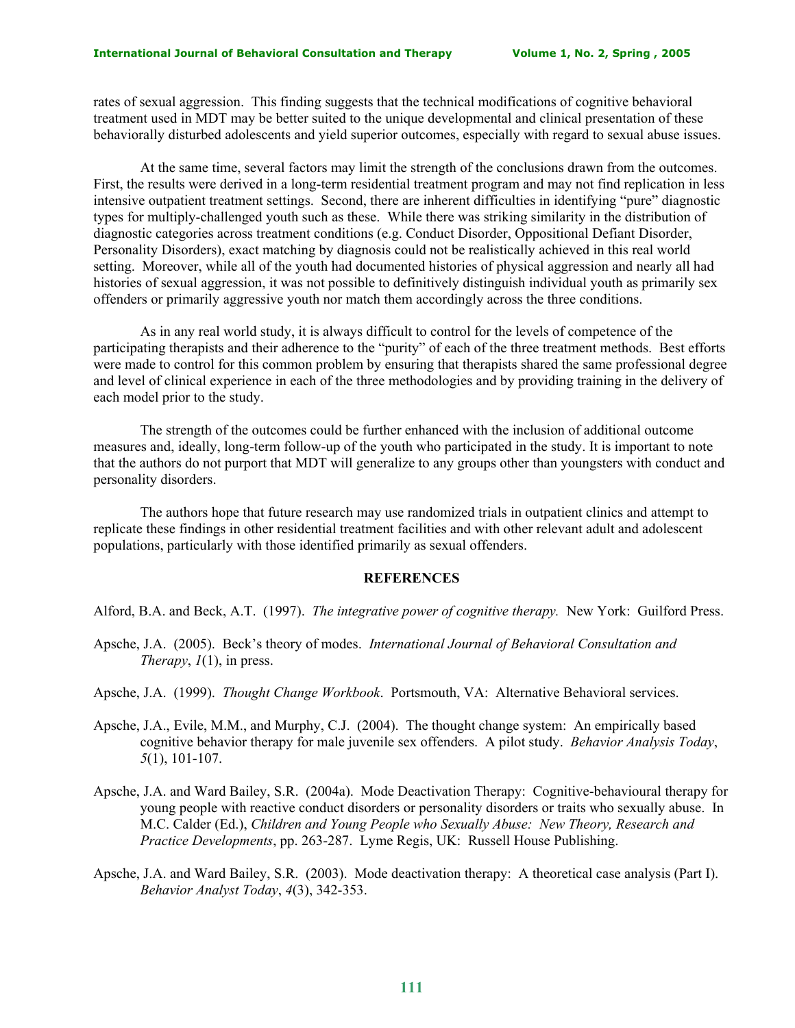rates of sexual aggression. This finding suggests that the technical modifications of cognitive behavioral treatment used in MDT may be better suited to the unique developmental and clinical presentation of these behaviorally disturbed adolescents and yield superior outcomes, especially with regard to sexual abuse issues.

At the same time, several factors may limit the strength of the conclusions drawn from the outcomes. First, the results were derived in a long-term residential treatment program and may not find replication in less intensive outpatient treatment settings. Second, there are inherent difficulties in identifying "pure" diagnostic types for multiply-challenged youth such as these. While there was striking similarity in the distribution of diagnostic categories across treatment conditions (e.g. Conduct Disorder, Oppositional Defiant Disorder, Personality Disorders), exact matching by diagnosis could not be realistically achieved in this real world setting. Moreover, while all of the youth had documented histories of physical aggression and nearly all had histories of sexual aggression, it was not possible to definitively distinguish individual youth as primarily sex offenders or primarily aggressive youth nor match them accordingly across the three conditions.

As in any real world study, it is always difficult to control for the levels of competence of the participating therapists and their adherence to the "purity" of each of the three treatment methods. Best efforts were made to control for this common problem by ensuring that therapists shared the same professional degree and level of clinical experience in each of the three methodologies and by providing training in the delivery of each model prior to the study.

The strength of the outcomes could be further enhanced with the inclusion of additional outcome measures and, ideally, long-term follow-up of the youth who participated in the study. It is important to note that the authors do not purport that MDT will generalize to any groups other than youngsters with conduct and personality disorders.

The authors hope that future research may use randomized trials in outpatient clinics and attempt to replicate these findings in other residential treatment facilities and with other relevant adult and adolescent populations, particularly with those identified primarily as sexual offenders.

## REFERENCES

Alford, B.A. and Beck, A.T. (1997). *The integrative power of cognitive therapy.* New York: Guilford Press.

Apsche, J.A. (2005). Beck's theory of modes. *International Journal of Behavioral Consultation and Therapy*, *1*(1), in press.

Apsche, J.A. (1999). *Thought Change Workbook*. Portsmouth, VA: Alternative Behavioral services.

Apsche, J.A., Evile, M.M., and Murphy, C.J. (2004). The thought change system: An empirically based cognitive behavior therapy for male juvenile sex offenders. A pilot study. *Behavior Analysis Today*, *5*(1), 101-107.

Apsche, J.A. and Ward Bailey, S.R. (2004a). Mode Deactivation Therapy: Cognitive-behavioural therapy for young people with reactive conduct disorders or personality disorders or traits who sexually abuse. In M.C. Calder (Ed.), *Children and Young People who Sexually Abuse: New Theory, Research and Practice Developments*, pp. 263-287. Lyme Regis, UK: Russell House Publishing.

Apsche, J.A. and Ward Bailey, S.R. (2003). Mode deactivation therapy: A theoretical case analysis (Part I). *Behavior Analyst Today*, *4*(3), 342-353.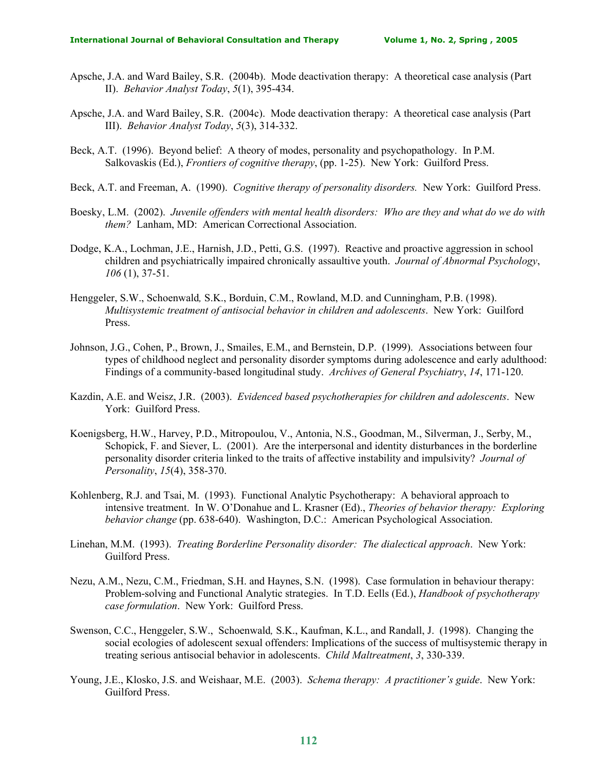Apsche, J.A. and Ward Bailey, S.R. (2004b). Mode deactivation therapy: A theoretical case analysis (Part II). *Behavior Analyst Today*, *5*(1), 395-434.

Apsche, J.A. and Ward Bailey, S.R. (2004c). Mode deactivation therapy: A theoretical case analysis (Part III). *Behavior Analyst Today*, *5*(3), 314-332.

Beck, A.T. (1996). Beyond belief: A theory of modes, personality and psychopathology. In P.M. Salkovaskis (Ed.), *Frontiers of cognitive therapy*, (pp. 1-25). New York: Guilford Press.

Beck, A.T. and Freeman, A. (1990). *Cognitive therapy of personality disorders.* New York: Guilford Press.

Boesky, L.M. (2002). *Juvenile offenders with mental health disorders: Who are they and what do we do with them?* Lanham, MD: American Correctional Association.

Dodge, K.A., Lochman, J.E., Harnish, J.D., Petti, G.S. (1997). Reactive and proactive aggression in school children and psychiatrically impaired chronically assaultive youth. *Journal of Abnormal Psychology*, *106* (1), 37-51.

Henggeler, S.W., Schoenwald, S.K., Borduin, C.M., Rowland, M.D. and Cunningham, P.B. (1998). *Multisystemic treatment of antisocial behavior in children and adolescents*. New York: Guilford Press.

Johnson, J.G., Cohen, P., Brown, J., Smailes, E.M., and Bernstein, D.P. (1999). Associations between four types of childhood neglect and personality disorder symptoms during adolescence and early adulthood: Findings of a community-based longitudinal study. *Archives of General Psychiatry*, *14*, 171-120.

Kazdin, A.E. and Weisz, J.R. (2003). *Evidenced based psychotherapies for children and adolescents*. New York: Guilford Press.

Koenigsberg, H.W., Harvey, P.D., Mitropoulou, V., Antonia, N.S., Goodman, M., Silverman, J., Serby, M., Schopick, F. and Siever, L. (2001). Are the interpersonal and identity disturbances in the borderline personality disorder criteria linked to the traits of affective instability and impulsivity? *Journal of Personality*, *15*(4), 358-370.

Kohlenberg, R.J. and Tsai, M. (1993). Functional Analytic Psychotherapy: A behavioral approach to intensive treatment. In W. O'Donahue and L. Krasner (Ed)., *Theories of behavior therapy: Exploring behavior change* (pp. 638-640). Washington, D.C.: American Psychological Association.

Linehan, M.M. (1993). *Treating Borderline Personality disorder: The dialectical approach*. New York: Guilford Press.

Nezu, A.M., Nezu, C.M., Friedman, S.H. and Haynes, S.N. (1998). Case formulation in behaviour therapy: Problem-solving and Functional Analytic strategies. In T.D. Eells (Ed.), *Handbook of psychotherapy case formulation*. New York: Guilford Press.

Swenson, C.C., Henggeler, S.W., Schoenwald, S.K., Kaufman, K.L., and Randall, J. (1998). Changing the social ecologies of adolescent sexual offenders: Implications of the success of multisystemic therapy in treating serious antisocial behavior in adolescents. *Child Maltreatment*, *3*, 330-339.

Young, J.E., Klosko, J.S. and Weishaar, M.E. (2003). *Schema therapy: A practitioner's guide*. New York: Guilford Press.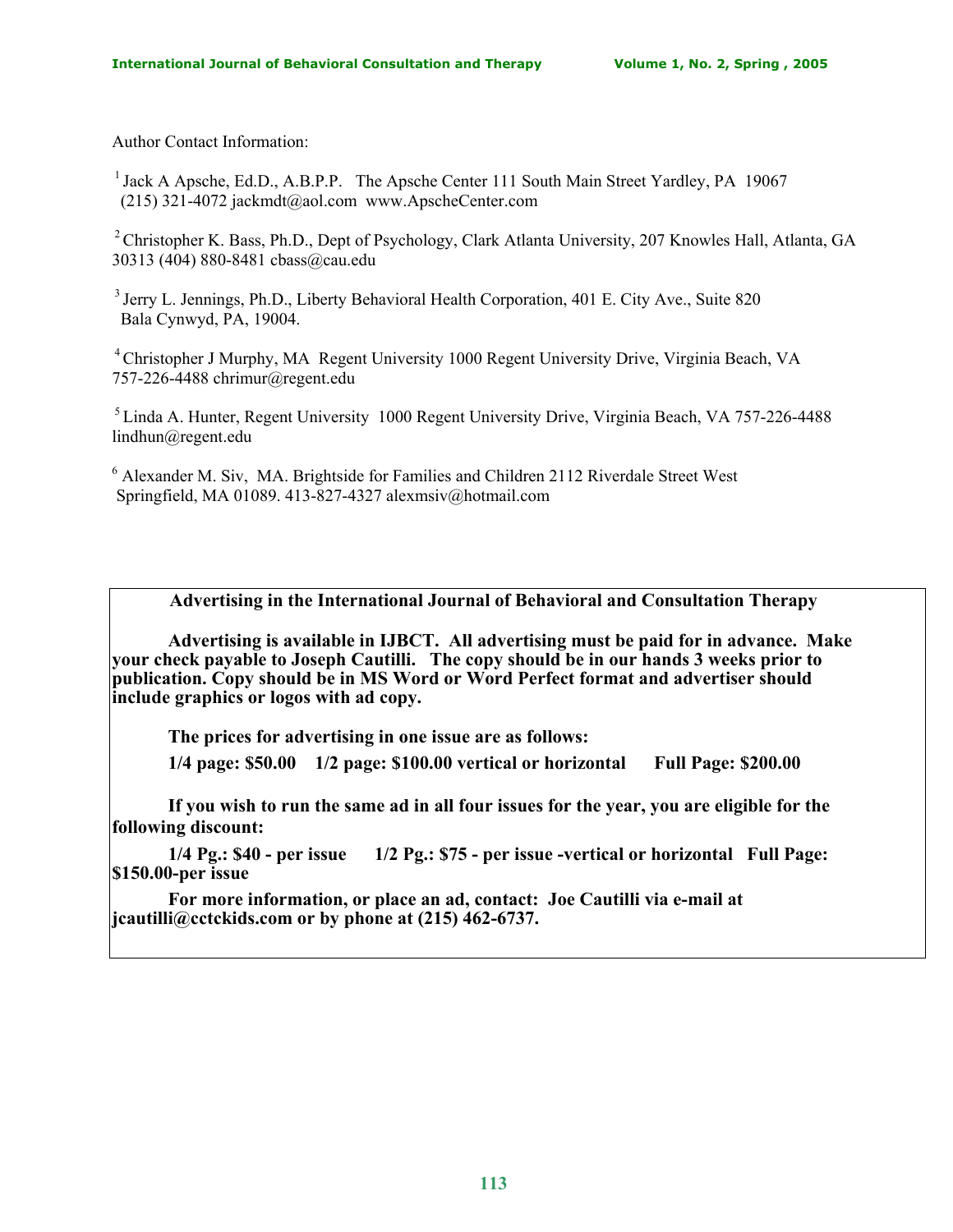Author Contact Information:

[1] Jack A Apsche, Ed.D., A.B.P.P. The Apsche Center 111 South Main Street Yardley, PA 19067 (215) 321-4072 jackmdt@aol.com www.ApscheCenter.com

[2] Christopher K. Bass, Ph.D., Dept of Psychology, Clark Atlanta University, 207 Knowles Hall, Atlanta, GA 30313 (404) 880-8481 cbass@cau.edu

[3] Jerry L. Jennings, Ph.D., Liberty Behavioral Health Corporation, 401 E. City Ave., Suite 820 Bala Cynwyd, PA, 19004.

[4] Christopher J Murphy, MA Regent University 1000 Regent University Drive, Virginia Beach, VA 757-226-4488 chrimur@regent.edu

[5] Linda A. Hunter, Regent University 1000 Regent University Drive, Virginia Beach, VA 757-226-4488 lindhun@regent.edu

[6] Alexander M. Siv, MA. Brightside for Families and Children 2112 Riverdale Street West Springfield, MA 01089. 413-827-4327 alexmsiv@hotmail.com

**Advertising in the International Journal of Behavioral and Consultation Therapy**

**Advertising is available in IJBCT. All advertising must be paid for in advance. Make your check payable to Joseph Cautilli. The copy should be in our hands 3 weeks prior to publication. Copy should be in MS Word or Word Perfect format and advertiser should include graphics or logos with ad copy.**

**The prices for advertising in one issue are as follows:**

**1/4 page: $50.00 1/2 page: $100.00 vertical or horizontal Full Page: $200.00**

**If you wish to run the same ad in all four issues for the year, you are eligible for the following discount:**

**1/4 Pg.: $40 - per issue 1/2 Pg.: $75 - per issue -vertical or horizontal Full Page: $150.00-per issue**

**For more information, or place an ad, contact: Joe Cautilli via e-mail at jcautilli@cctckids.com or by phone at (215) 462-6737.**